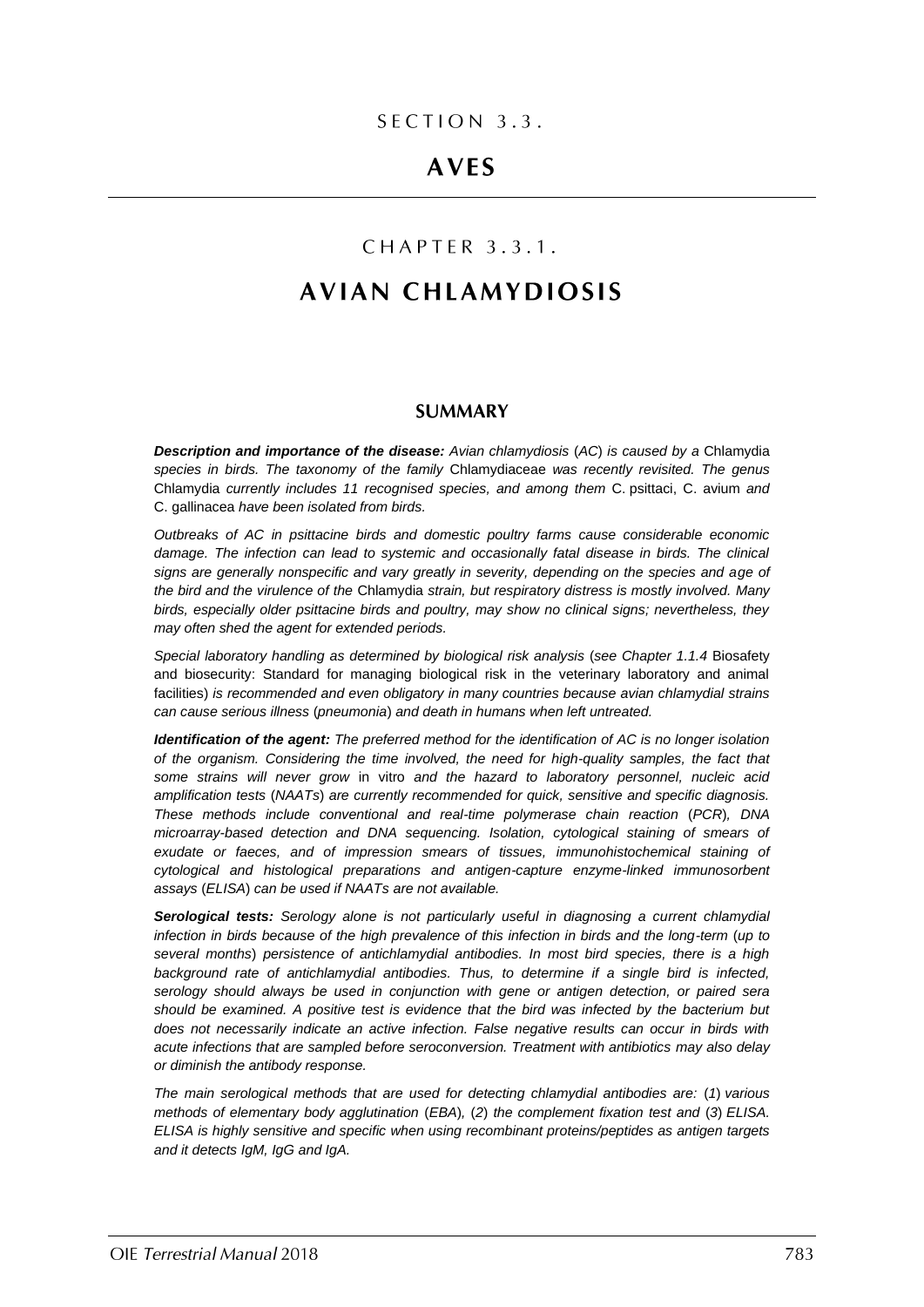# SECTION 3.3.

# AVES

## CHAPTER 3.3.1.

## AVIAN CHLAMYDIOSIS

### SUMMARY

***Description and importance of the disease:*** *Avian chlamydiosis* (*AC*) *is caused by a* Chlamydia *species in birds. The taxonomy of the family* Chlamydiaceae *was recently revisited. The genus* Chlamydia *currently includes 11 recognised species, and among them* C. psittaci, C. avium *and* C. gallinacea *have been isolated from birds.*

*Outbreaks of AC in psittacine birds and domestic poultry farms cause considerable economic damage. The infection can lead to systemic and occasionally fatal disease in birds. The clinical signs are generally nonspecific and vary greatly in severity, depending on the species and age of the bird and the virulence of the* Chlamydia *strain, but respiratory distress is mostly involved. Many birds, especially older psittacine birds and poultry, may show no clinical signs; nevertheless, they may often shed the agent for extended periods.*

*Special laboratory handling as determined by biological risk analysis* (*see Chapter 1.1.4* Biosafety and biosecurity: Standard for managing biological risk in the veterinary laboratory and animal facilities) *is recommended and even obligatory in many countries because avian chlamydial strains can cause serious illness* (*pneumonia*) *and death in humans when left untreated.*

***Identification of the agent:*** *The preferred method for the identification of AC is no longer isolation of the organism. Considering the time involved, the need for high-quality samples, the fact that some strains will never grow* in vitro *and the hazard to laboratory personnel, nucleic acid amplification tests* (*NAATs*) *are currently recommended for quick, sensitive and specific diagnosis. These methods include conventional and real-time polymerase chain reaction* (*PCR*)*, DNA microarray-based detection and DNA sequencing. Isolation, cytological staining of smears of exudate or faeces, and of impression smears of tissues, immunohistochemical staining of cytological and histological preparations and antigen-capture enzyme-linked immunosorbent assays* (*ELISA*) *can be used if NAATs are not available.*

***Serological tests:*** *Serology alone is not particularly useful in diagnosing a current chlamydial infection in birds because of the high prevalence of this infection in birds and the long-term* (*up to several months*) *persistence of antichlamydial antibodies. In most bird species, there is a high background rate of antichlamydial antibodies. Thus, to determine if a single bird is infected, serology should always be used in conjunction with gene or antigen detection, or paired sera should be examined. A positive test is evidence that the bird was infected by the bacterium but does not necessarily indicate an active infection. False negative results can occur in birds with acute infections that are sampled before seroconversion. Treatment with antibiotics may also delay or diminish the antibody response.*

*The main serological methods that are used for detecting chlamydial antibodies are:* (*1*) *various methods of elementary body agglutination* (*EBA*)*,* (*2*) *the complement fixation test and* (*3*) *ELISA. ELISA is highly sensitive and specific when using recombinant proteins/peptides as antigen targets and it detects IgM, IgG and IgA.*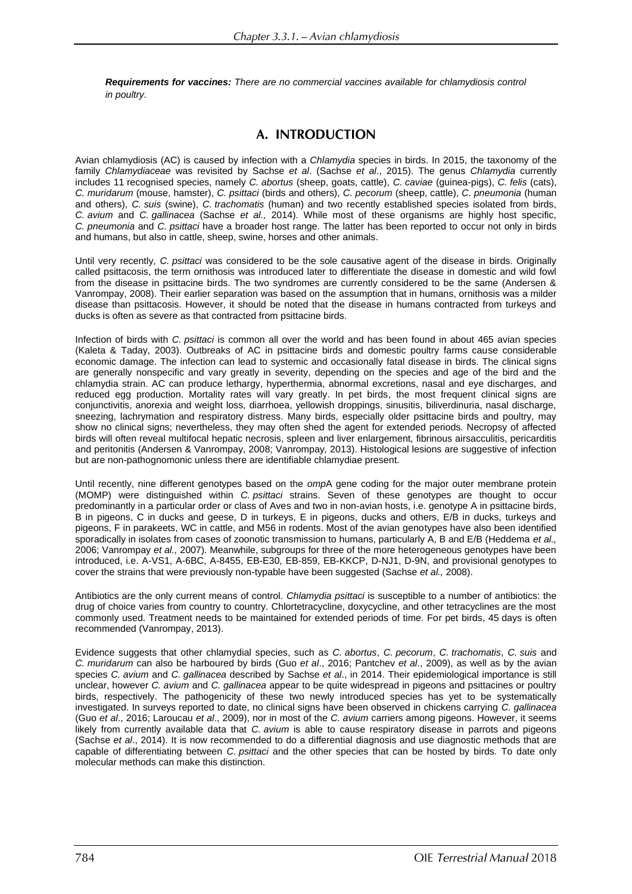***Requirements for vaccines:*** *There are no commercial vaccines available for chlamydiosis control in poultry.*

## A. INTRODUCTION

Avian chlamydiosis (AC) is caused by infection with a *Chlamydia* species in birds. In 2015, the taxonomy of the family *Chlamydiaceae* was revisited by Sachse *et al*. (Sachse *et al*., 2015). The genus *Chlamydia* currently includes 11 recognised species, namely *C. abortus* (sheep, goats, cattle), *C. caviae* (guinea-pigs), *C. felis* (cats), *C. muridarum* (mouse, hamster), *C. psittaci* (birds and others), *C. pecorum* (sheep, cattle), *C. pneumonia* (human and others), *C. suis* (swine), *C. trachomatis* (human) and two recently established species isolated from birds, *C. avium* and *C. gallinacea* (Sachse *et al.,* 2014). While most of these organisms are highly host specific, *C. pneumonia* and *C. psittaci* have a broader host range. The latter has been reported to occur not only in birds and humans, but also in cattle, sheep, swine, horses and other animals.

Until very recently, *C. psittaci* was considered to be the sole causative agent of the disease in birds. Originally called psittacosis, the term ornithosis was introduced later to differentiate the disease in domestic and wild fowl from the disease in psittacine birds. The two syndromes are currently considered to be the same (Andersen & Vanrompay, 2008). Their earlier separation was based on the assumption that in humans, ornithosis was a milder disease than psittacosis. However, it should be noted that the disease in humans contracted from turkeys and ducks is often as severe as that contracted from psittacine birds.

Infection of birds with *C. psittaci* is common all over the world and has been found in about 465 avian species (Kaleta & Taday, 2003). Outbreaks of AC in psittacine birds and domestic poultry farms cause considerable economic damage. The infection can lead to systemic and occasionally fatal disease in birds. The clinical signs are generally nonspecific and vary greatly in severity, depending on the species and age of the bird and the chlamydia strain. AC can produce lethargy, hyperthermia, abnormal excretions, nasal and eye discharges, and reduced egg production. Mortality rates will vary greatly. In pet birds, the most frequent clinical signs are conjunctivitis, anorexia and weight loss, diarrhoea, yellowish droppings, sinusitis, biliverdinuria, nasal discharge, sneezing, lachrymation and respiratory distress. Many birds, especially older psittacine birds and poultry, may show no clinical signs; nevertheless, they may often shed the agent for extended periods. Necropsy of affected birds will often reveal multifocal hepatic necrosis, spleen and liver enlargement, fibrinous airsacculitis, pericarditis and peritonitis (Andersen & Vanrompay, 2008; Vanrompay, 2013). Histological lesions are suggestive of infection but are non-pathognomonic unless there are identifiable chlamydiae present.

Until recently, nine different genotypes based on the *omp*A gene coding for the major outer membrane protein (MOMP) were distinguished within *C. psittaci* strains. Seven of these genotypes are thought to occur predominantly in a particular order or class of Aves and two in non-avian hosts, i.e. genotype A in psittacine birds, B in pigeons, C in ducks and geese, D in turkeys, E in pigeons, ducks and others, E/B in ducks, turkeys and pigeons, F in parakeets, WC in cattle, and M56 in rodents. Most of the avian genotypes have also been identified sporadically in isolates from cases of zoonotic transmission to humans, particularly A, B and E/B (Heddema *et al.,* 2006; Vanrompay *et al.,* 2007). Meanwhile, subgroups for three of the more heterogeneous genotypes have been introduced, i.e. A-VS1, A-6BC, A-8455, EB-E30, EB-859, EB-KKCP, D-NJ1, D-9N, and provisional genotypes to cover the strains that were previously non-typable have been suggested (Sachse *et al.,* 2008).

Antibiotics are the only current means of control. *Chlamydia psittaci* is susceptible to a number of antibiotics: the drug of choice varies from country to country. Chlortetracycline, doxycycline, and other tetracyclines are the most commonly used. Treatment needs to be maintained for extended periods of time. For pet birds, 45 days is often recommended (Vanrompay, 2013).

Evidence suggests that other chlamydial species, such as *C. abortus*, *C. pecorum*, *C. trachomatis*, *C. suis* and *C. muridarum* can also be harboured by birds (Guo *et al*., 2016; Pantchev *et al*., 2009), as well as by the avian species *C. avium* and *C. gallinacea* described by Sachse *et al*., in 2014. Their epidemiological importance is still unclear, however *C. avium* and *C. gallinacea* appear to be quite widespread in pigeons and psittacines or poultry birds, respectively. The pathogenicity of these two newly introduced species has yet to be systematically investigated. In surveys reported to date, no clinical signs have been observed in chickens carrying *C. gallinacea* (Guo *et al*., 2016; Laroucau *et al*., 2009), nor in most of the *C. avium* carriers among pigeons. However, it seems likely from currently available data that *C. avium* is able to cause respiratory disease in parrots and pigeons (Sachse *et al*., 2014). It is now recommended to do a differential diagnosis and use diagnostic methods that are capable of differentiating between *C. psittaci* and the other species that can be hosted by birds*.* To date only molecular methods can make this distinction.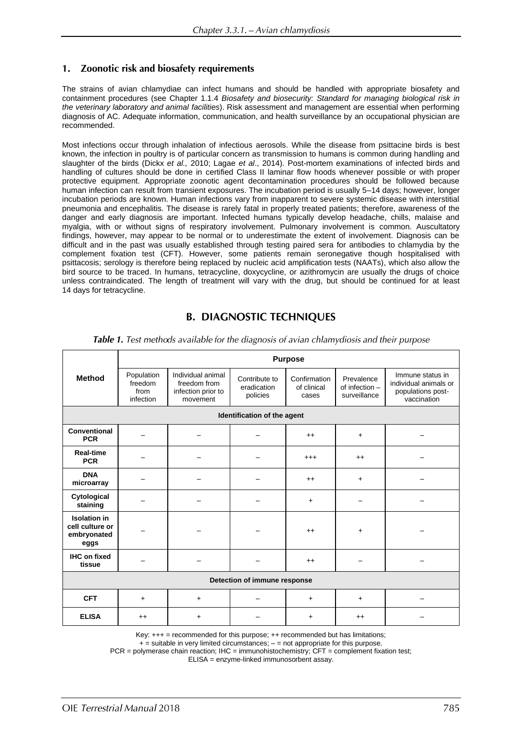## 1. Zoonotic risk and biosafety requirements

The strains of avian chlamydiae can infect humans and should be handled with appropriate biosafety and containment procedures (see Chapter 1.1.4 *Biosafety and biosecurity: Standard for managing biological risk in the veterinary laboratory and animal facilities*). Risk assessment and management are essential when performing diagnosis of AC. Adequate information, communication, and health surveillance by an occupational physician are recommended.

Most infections occur through inhalation of infectious aerosols. While the disease from psittacine birds is best known, the infection in poultry is of particular concern as transmission to humans is common during handling and slaughter of the birds (Dickx *et al.,* 2010; Lagae *et al*., 2014). Post-mortem examinations of infected birds and handling of cultures should be done in certified Class II laminar flow hoods whenever possible or with proper protective equipment. Appropriate zoonotic agent decontamination procedures should be followed because human infection can result from transient exposures. The incubation period is usually 5–14 days; however, longer incubation periods are known. Human infections vary from inapparent to severe systemic disease with interstitial pneumonia and encephalitis. The disease is rarely fatal in properly treated patients; therefore, awareness of the danger and early diagnosis are important. Infected humans typically develop headache, chills, malaise and myalgia, with or without signs of respiratory involvement. Pulmonary involvement is common. Auscultatory findings, however, may appear to be normal or to underestimate the extent of involvement. Diagnosis can be difficult and in the past was usually established through testing paired sera for antibodies to chlamydia by the complement fixation test (CFT). However, some patients remain seronegative though hospitalised with psittacosis; serology is therefore being replaced by nucleic acid amplification tests (NAATs), which also allow the bird source to be traced. In humans, tetracycline, doxycycline, or azithromycin are usually the drugs of choice unless contraindicated. The length of treatment will vary with the drug, but should be continued for at least 14 days for tetracycline.

# B. DIAGNOSTIC TECHNIQUES

***Table 1.*** *Test methods available for the diagnosis of avian chlamydiosis and their purpose*

| Method | Purpose | | | | | |
|---|---|---|---|---|---|---|
| | Population freedom from infection | Individual animal freedom from infection prior to movement | Contribute to eradication policies | Confirmation of clinical cases | Prevalence of infection – surveillance | Immune status in individual animals or populations post-vaccination |
| **Identification of the agent** | | | | | | |
| **Conventional PCR** | – | – | – | ++ | + | – |
| **Real-time PCR** | – | – | – | +++ | ++ | – |
| **DNA microarray** | – | – | – | ++ | + | – |
| **Cytological staining** | – | – | – | + | – | – |
| **Isolation in cell culture or embryonated eggs** | – | – | – | ++ | + | – |
| **IHC on fixed tissue** | – | – | – | ++ | – | – |
| **Detection of immune response** | | | | | | |
| **CFT** | + | + | – | + | + | – |
| **ELISA** | ++ | + | – | + | ++ | – |

Key: +++ = recommended for this purpose; ++ recommended but has limitations;
+ = suitable in very limited circumstances; – = not appropriate for this purpose.
PCR = polymerase chain reaction; IHC = immunohistochemistry; CFT = complement fixation test;
ELISA = enzyme-linked immunosorbent assay.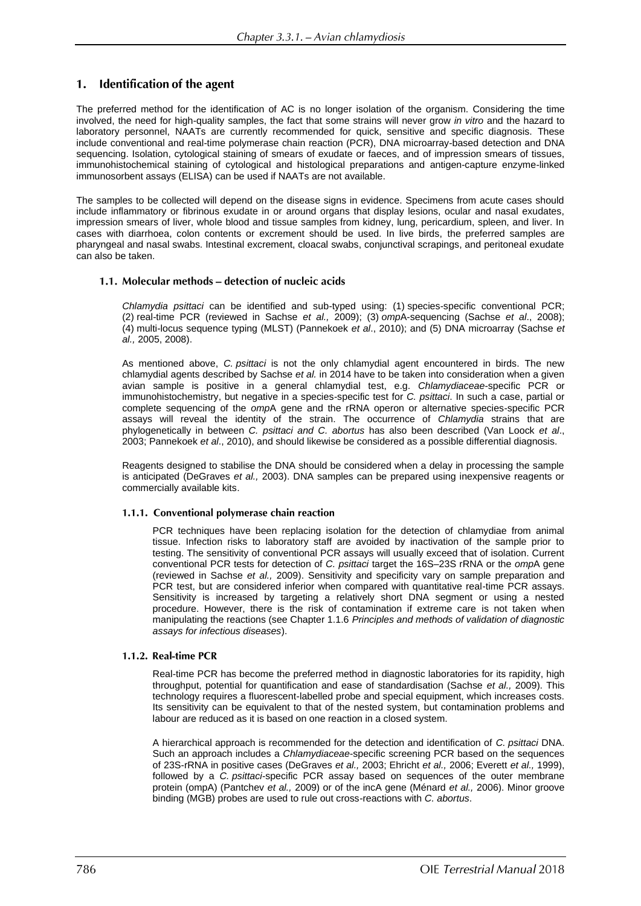## 1. Identification of the agent

The preferred method for the identification of AC is no longer isolation of the organism. Considering the time involved, the need for high-quality samples, the fact that some strains will never grow *in vitro* and the hazard to laboratory personnel, NAATs are currently recommended for quick, sensitive and specific diagnosis. These include conventional and real-time polymerase chain reaction (PCR), DNA microarray-based detection and DNA sequencing. Isolation, cytological staining of smears of exudate or faeces, and of impression smears of tissues, immunohistochemical staining of cytological and histological preparations and antigen-capture enzyme-linked immunosorbent assays (ELISA) can be used if NAATs are not available.

The samples to be collected will depend on the disease signs in evidence. Specimens from acute cases should include inflammatory or fibrinous exudate in or around organs that display lesions, ocular and nasal exudates, impression smears of liver, whole blood and tissue samples from kidney, lung, pericardium, spleen, and liver. In cases with diarrhoea, colon contents or excrement should be used. In live birds, the preferred samples are pharyngeal and nasal swabs. Intestinal excrement, cloacal swabs, conjunctival scrapings, and peritoneal exudate can also be taken.

### 1.1. Molecular methods – detection of nucleic acids

*Chlamydia psittaci* can be identified and sub-typed using: (1) species-specific conventional PCR; (2) real-time PCR (reviewed in Sachse *et al.,* 2009); (3) *omp*A-sequencing (Sachse *et al*., 2008); (4) multi-locus sequence typing (MLST) (Pannekoek *et al*., 2010); and (5) DNA microarray (Sachse *et al.,* 2005, 2008).

As mentioned above, *C. psittaci* is not the only chlamydial agent encountered in birds. The new chlamydial agents described by Sachse *et al.* in 2014 have to be taken into consideration when a given avian sample is positive in a general chlamydial test, e.g. *Chlamydiaceae*-specific PCR or immunohistochemistry, but negative in a species-specific test for *C. psittaci*. In such a case, partial or complete sequencing of the *omp*A gene and the rRNA operon or alternative species-specific PCR assays will reveal the identity of the strain. The occurrence of *Chlamydia* strains that are phylogenetically in between *C. psittaci and C. abortus* has also been described (Van Loock *et al*., 2003; Pannekoek *et al*., 2010), and should likewise be considered as a possible differential diagnosis.

Reagents designed to stabilise the DNA should be considered when a delay in processing the sample is anticipated (DeGraves *et al.,* 2003). DNA samples can be prepared using inexpensive reagents or commercially available kits.

#### 1.1.1. Conventional polymerase chain reaction

PCR techniques have been replacing isolation for the detection of chlamydiae from animal tissue. Infection risks to laboratory staff are avoided by inactivation of the sample prior to testing. The sensitivity of conventional PCR assays will usually exceed that of isolation. Current conventional PCR tests for detection of *C. psittaci* target the 16S–23S rRNA or the *omp*A gene (reviewed in Sachse *et al.,* 2009). Sensitivity and specificity vary on sample preparation and PCR test, but are considered inferior when compared with quantitative real-time PCR assays. Sensitivity is increased by targeting a relatively short DNA segment or using a nested procedure. However, there is the risk of contamination if extreme care is not taken when manipulating the reactions (see Chapter 1.1.6 *Principles and methods of validation of diagnostic assays for infectious diseases*).

#### 1.1.2. Real-time PCR

Real-time PCR has become the preferred method in diagnostic laboratories for its rapidity, high throughput, potential for quantification and ease of standardisation (Sachse *et al.,* 2009). This technology requires a fluorescent-labelled probe and special equipment, which increases costs. Its sensitivity can be equivalent to that of the nested system, but contamination problems and labour are reduced as it is based on one reaction in a closed system.

A hierarchical approach is recommended for the detection and identification of *C. psittaci* DNA. Such an approach includes a *Chlamydiaceae*-specific screening PCR based on the sequences of 23S-rRNA in positive cases (DeGraves *et al.,* 2003; Ehricht *et al.,* 2006; Everett *et al.,* 1999), followed by a *C. psittaci*-specific PCR assay based on sequences of the outer membrane protein (ompA) (Pantchev *et al.,* 2009) or of the incA gene (Ménard *et al.,* 2006). Minor groove binding (MGB) probes are used to rule out cross-reactions with *C. abortus*.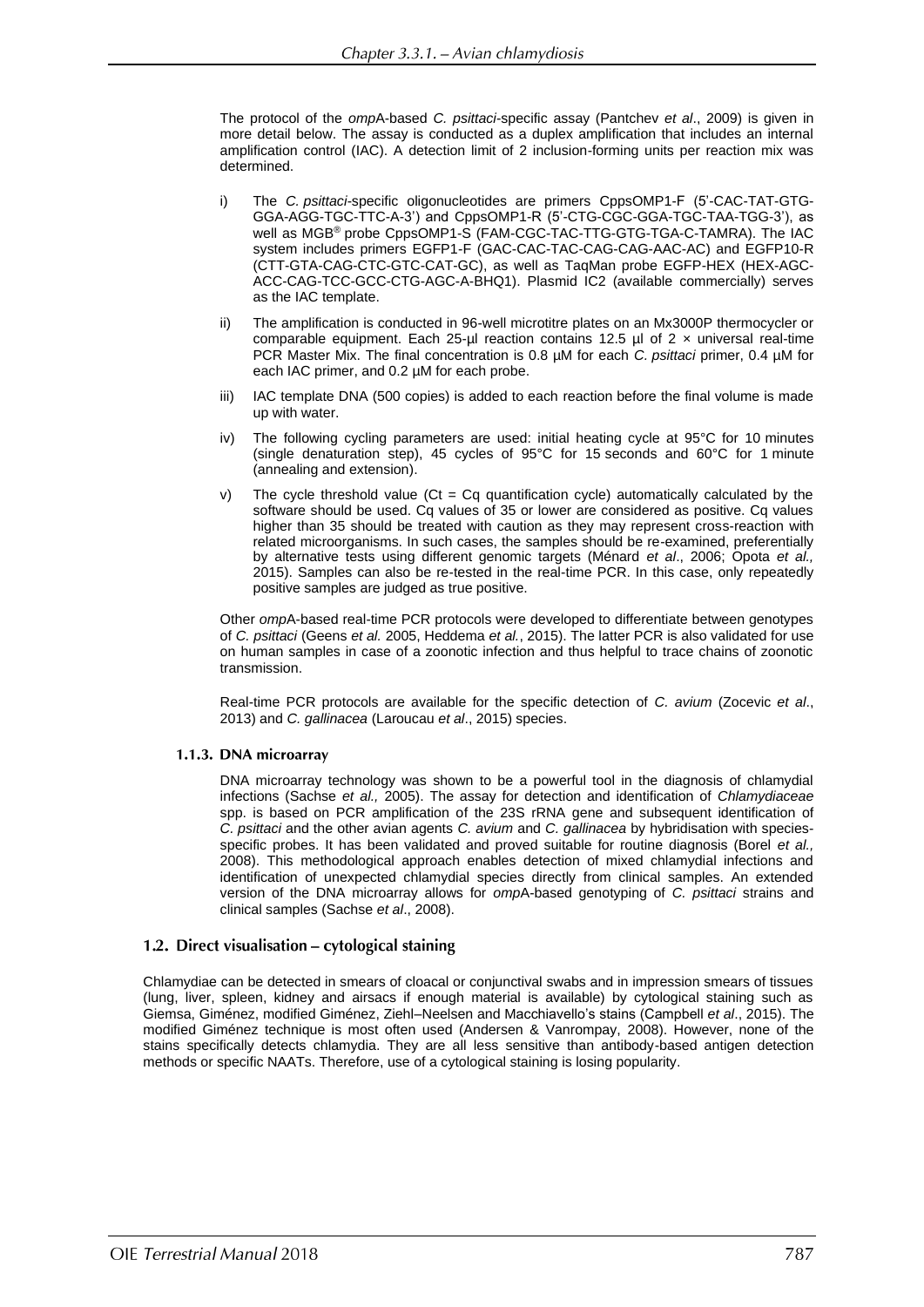The protocol of the *omp*A-based *C. psittaci*-specific assay (Pantchev *et al*., 2009) is given in more detail below. The assay is conducted as a duplex amplification that includes an internal amplification control (IAC). A detection limit of 2 inclusion-forming units per reaction mix was determined.

i) The *C. psittaci*-specific oligonucleotides are primers CppsOMP1-F (5'-CAC-TAT-GTG-GGA-AGG-TGC-TTC-A-3') and CppsOMP1-R (5'-CTG-CGC-GGA-TGC-TAA-TGG-3'), as well as MGB® probe CppsOMP1-S (FAM-CGC-TAC-TTG-GTG-TGA-C-TAMRA). The IAC system includes primers EGFP1-F (GAC-CAC-TAC-CAG-CAG-AAC-AC) and EGFP10-R (CTT-GTA-CAG-CTC-GTC-CAT-GC), as well as TaqMan probe EGFP-HEX (HEX-AGC-ACC-CAG-TCC-GCC-CTG-AGC-A-BHQ1). Plasmid IC2 (available commercially) serves as the IAC template.

ii) The amplification is conducted in 96-well microtitre plates on an Mx3000P thermocycler or comparable equipment. Each 25-µl reaction contains 12.5 µl of 2 × universal real-time PCR Master Mix. The final concentration is 0.8 µM for each *C. psittaci* primer, 0.4 µM for each IAC primer, and 0.2 µM for each probe.

iii) IAC template DNA (500 copies) is added to each reaction before the final volume is made up with water.

iv) The following cycling parameters are used: initial heating cycle at 95°C for 10 minutes (single denaturation step), 45 cycles of 95°C for 15 seconds and 60°C for 1 minute (annealing and extension).

v) The cycle threshold value (Ct = Cq quantification cycle) automatically calculated by the software should be used. Cq values of 35 or lower are considered as positive. Cq values higher than 35 should be treated with caution as they may represent cross-reaction with related microorganisms. In such cases, the samples should be re-examined, preferentially by alternative tests using different genomic targets (Ménard *et al*., 2006; Opota *et al.,* 2015). Samples can also be re-tested in the real-time PCR. In this case, only repeatedly positive samples are judged as true positive.

Other *omp*A-based real-time PCR protocols were developed to differentiate between genotypes of *C. psittaci* (Geens *et al.* 2005, Heddema *et al.*, 2015). The latter PCR is also validated for use on human samples in case of a zoonotic infection and thus helpful to trace chains of zoonotic transmission.

Real-time PCR protocols are available for the specific detection of *C. avium* (Zocevic *et al*., 2013) and *C. gallinacea* (Laroucau *et al*., 2015) species.

#### 1.1.3. DNA microarray

DNA microarray technology was shown to be a powerful tool in the diagnosis of chlamydial infections (Sachse *et al.,* 2005). The assay for detection and identification of *Chlamydiaceae* spp. is based on PCR amplification of the 23S rRNA gene and subsequent identification of *C. psittaci* and the other avian agents *C. avium* and *C. gallinacea* by hybridisation with species-specific probes. It has been validated and proved suitable for routine diagnosis (Borel *et al.,* 2008). This methodological approach enables detection of mixed chlamydial infections and identification of unexpected chlamydial species directly from clinical samples. An extended version of the DNA microarray allows for *omp*A-based genotyping of *C. psittaci* strains and clinical samples (Sachse *et al*., 2008).

### 1.2. Direct visualisation – cytological staining

Chlamydiae can be detected in smears of cloacal or conjunctival swabs and in impression smears of tissues (lung, liver, spleen, kidney and airsacs if enough material is available) by cytological staining such as Giemsa, Giménez, modified Giménez, Ziehl–Neelsen and Macchiavello's stains (Campbell *et al*., 2015). The modified Giménez technique is most often used (Andersen & Vanrompay, 2008). However, none of the stains specifically detects chlamydia. They are all less sensitive than antibody-based antigen detection methods or specific NAATs. Therefore, use of a cytological staining is losing popularity.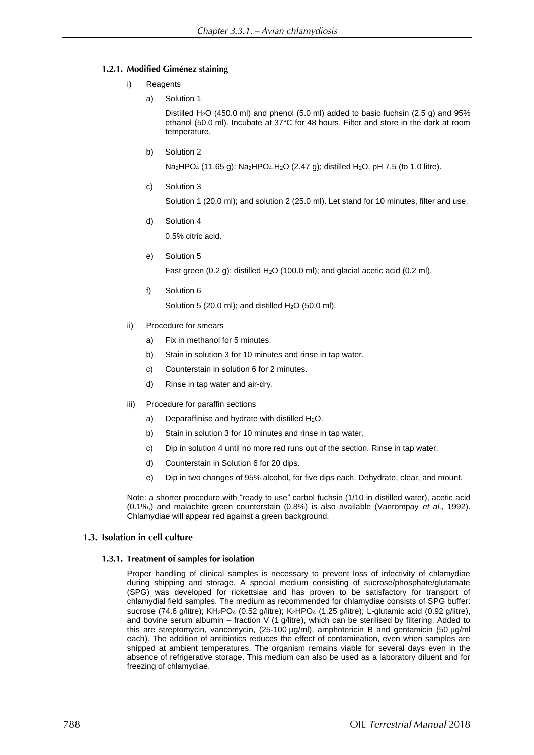#### 1.2.1. Modified Giménez staining

i) Reagents

a) Solution 1

Distilled $H_2O$ (450.0 ml) and phenol (5.0 ml) added to basic fuchsin (2.5 g) and 95% ethanol (50.0 ml). Incubate at 37°C for 48 hours. Filter and store in the dark at room temperature.

b) Solution 2

$Na_2HPO_4$ (11.65 g); $Na_2HPO_4.H_2O$ (2.47 g); distilled $H_2O$, pH 7.5 (to 1.0 litre).

c) Solution 3

Solution 1 (20.0 ml); and solution 2 (25.0 ml). Let stand for 10 minutes, filter and use.

d) Solution 4

0.5% citric acid.

e) Solution 5

Fast green (0.2 g); distilled $H_2O$ (100.0 ml); and glacial acetic acid (0.2 ml).

f) Solution 6

Solution 5 (20.0 ml); and distilled $H_2O$ (50.0 ml).

ii) Procedure for smears

a) Fix in methanol for 5 minutes.

b) Stain in solution 3 for 10 minutes and rinse in tap water.

c) Counterstain in solution 6 for 2 minutes.

d) Rinse in tap water and air-dry.

iii) Procedure for paraffin sections

a) Deparaffinise and hydrate with distilled $H_2O$.

b) Stain in solution 3 for 10 minutes and rinse in tap water.

c) Dip in solution 4 until no more red runs out of the section. Rinse in tap water.

d) Counterstain in Solution 6 for 20 dips.

e) Dip in two changes of 95% alcohol, for five dips each. Dehydrate, clear, and mount.

Note: a shorter procedure with "ready to use" carbol fuchsin (1/10 in distilled water), acetic acid (0.1%,) and malachite green counterstain (0.8%) is also available (Vanrompay *et al.,* 1992). Chlamydiae will appear red against a green background.

### 1.3. Isolation in cell culture

#### 1.3.1. Treatment of samples for isolation

Proper handling of clinical samples is necessary to prevent loss of infectivity of chlamydiae during shipping and storage. A special medium consisting of sucrose/phosphate/glutamate (SPG) was developed for rickettsiae and has proven to be satisfactory for transport of chlamydial field samples. The medium as recommended for chlamydiae consists of SPG buffer: sucrose (74.6 g/litre); $KH_2PO_4$ (0.52 g/litre); $K_2HPO_4$ (1.25 g/litre); L-glutamic acid (0.92 g/litre), and bovine serum albumin – fraction V (1 g/litre), which can be sterilised by filtering. Added to this are streptomycin, vancomycin, (25-100 µg/ml), amphotericin B and gentamicin (50 µg/ml each). The addition of antibiotics reduces the effect of contamination, even when samples are shipped at ambient temperatures. The organism remains viable for several days even in the absence of refrigerative storage. This medium can also be used as a laboratory diluent and for freezing of chlamydiae.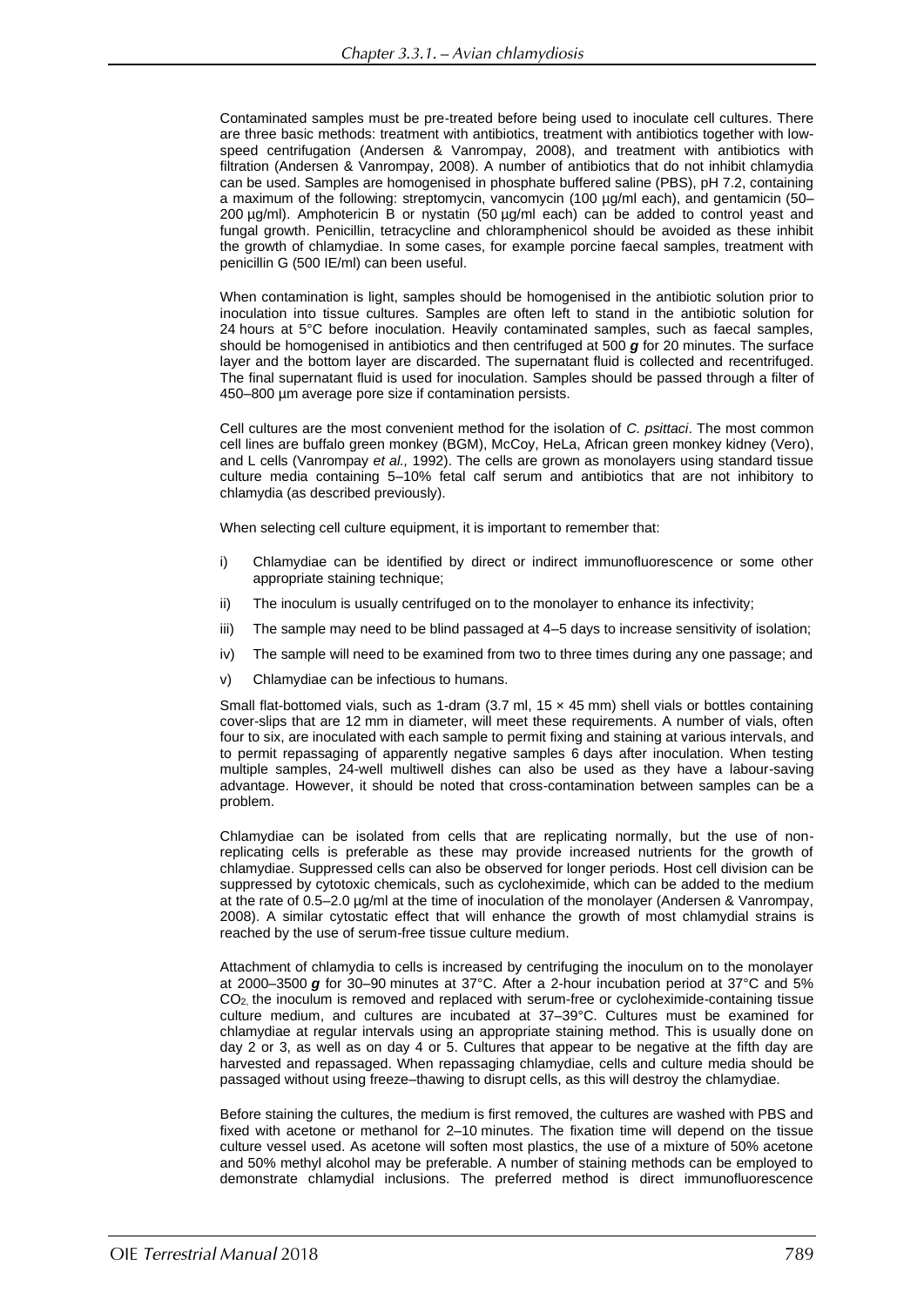Contaminated samples must be pre-treated before being used to inoculate cell cultures. There are three basic methods: treatment with antibiotics, treatment with antibiotics together with low-speed centrifugation (Andersen & Vanrompay, 2008), and treatment with antibiotics with filtration (Andersen & Vanrompay, 2008). A number of antibiotics that do not inhibit chlamydia can be used. Samples are homogenised in phosphate buffered saline (PBS), pH 7.2, containing a maximum of the following: streptomycin, vancomycin (100 µg/ml each), and gentamicin (50–200 µg/ml). Amphotericin B or nystatin (50 µg/ml each) can be added to control yeast and fungal growth. Penicillin, tetracycline and chloramphenicol should be avoided as these inhibit the growth of chlamydiae. In some cases, for example porcine faecal samples, treatment with penicillin G (500 IE/ml) can been useful.

When contamination is light, samples should be homogenised in the antibiotic solution prior to inoculation into tissue cultures. Samples are often left to stand in the antibiotic solution for 24 hours at 5°C before inoculation. Heavily contaminated samples, such as faecal samples, should be homogenised in antibiotics and then centrifuged at 500 ***g*** for 20 minutes. The surface layer and the bottom layer are discarded. The supernatant fluid is collected and recentrifuged. The final supernatant fluid is used for inoculation. Samples should be passed through a filter of 450–800 µm average pore size if contamination persists.

Cell cultures are the most convenient method for the isolation of *C. psittaci*. The most common cell lines are buffalo green monkey (BGM), McCoy, HeLa, African green monkey kidney (Vero), and L cells (Vanrompay *et al.,* 1992). The cells are grown as monolayers using standard tissue culture media containing 5–10% fetal calf serum and antibiotics that are not inhibitory to chlamydia (as described previously).

When selecting cell culture equipment, it is important to remember that:

i) Chlamydiae can be identified by direct or indirect immunofluorescence or some other appropriate staining technique;

ii) The inoculum is usually centrifuged on to the monolayer to enhance its infectivity;

iii) The sample may need to be blind passaged at 4–5 days to increase sensitivity of isolation;

iv) The sample will need to be examined from two to three times during any one passage; and

v) Chlamydiae can be infectious to humans.

Small flat-bottomed vials, such as 1-dram (3.7 ml, 15 × 45 mm) shell vials or bottles containing cover-slips that are 12 mm in diameter, will meet these requirements. A number of vials, often four to six, are inoculated with each sample to permit fixing and staining at various intervals, and to permit repassaging of apparently negative samples 6 days after inoculation. When testing multiple samples, 24-well multiwell dishes can also be used as they have a labour-saving advantage. However, it should be noted that cross-contamination between samples can be a problem.

Chlamydiae can be isolated from cells that are replicating normally, but the use of non-replicating cells is preferable as these may provide increased nutrients for the growth of chlamydiae. Suppressed cells can also be observed for longer periods. Host cell division can be suppressed by cytotoxic chemicals, such as cycloheximide, which can be added to the medium at the rate of 0.5–2.0 µg/ml at the time of inoculation of the monolayer (Andersen & Vanrompay, 2008). A similar cytostatic effect that will enhance the growth of most chlamydial strains is reached by the use of serum-free tissue culture medium.

Attachment of chlamydia to cells is increased by centrifuging the inoculum on to the monolayer at 2000–3500 ***g*** for 30–90 minutes at 37°C. After a 2-hour incubation period at 37°C and 5% $CO_2$, the inoculum is removed and replaced with serum-free or cycloheximide-containing tissue culture medium, and cultures are incubated at 37–39°C. Cultures must be examined for chlamydiae at regular intervals using an appropriate staining method. This is usually done on day 2 or 3, as well as on day 4 or 5. Cultures that appear to be negative at the fifth day are harvested and repassaged. When repassaging chlamydiae, cells and culture media should be passaged without using freeze–thawing to disrupt cells, as this will destroy the chlamydiae.

Before staining the cultures, the medium is first removed, the cultures are washed with PBS and fixed with acetone or methanol for 2–10 minutes. The fixation time will depend on the tissue culture vessel used. As acetone will soften most plastics, the use of a mixture of 50% acetone and 50% methyl alcohol may be preferable. A number of staining methods can be employed to demonstrate chlamydial inclusions. The preferred method is direct immunofluorescence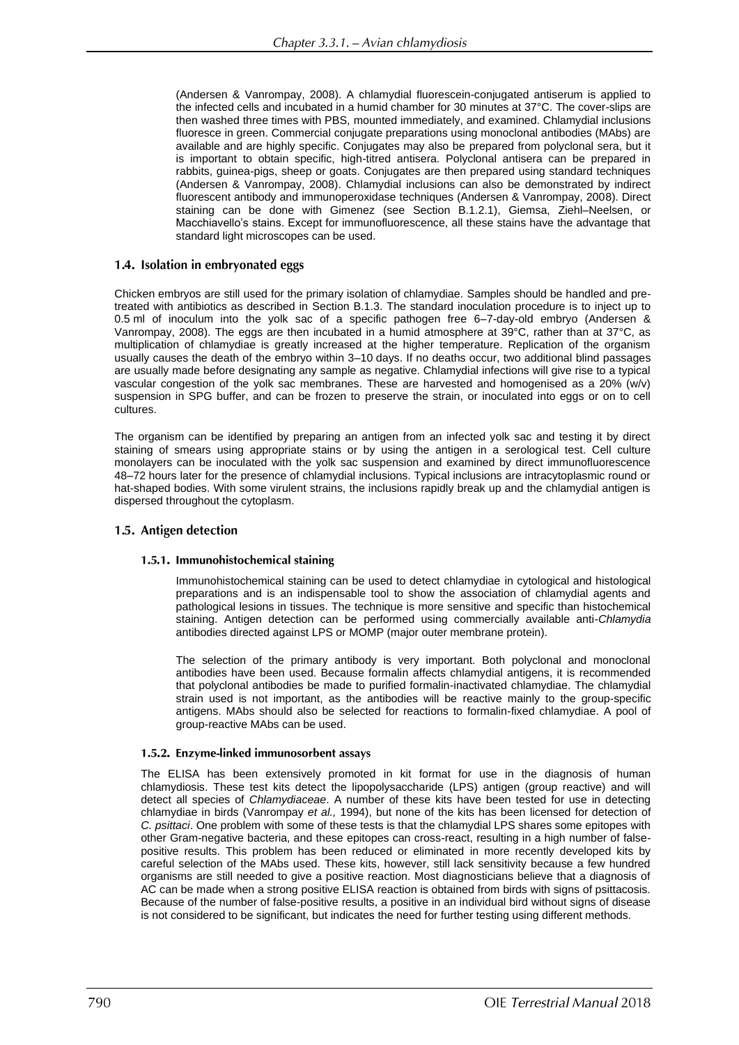(Andersen & Vanrompay, 2008). A chlamydial fluorescein-conjugated antiserum is applied to the infected cells and incubated in a humid chamber for 30 minutes at 37°C. The cover-slips are then washed three times with PBS, mounted immediately, and examined. Chlamydial inclusions fluoresce in green. Commercial conjugate preparations using monoclonal antibodies (MAbs) are available and are highly specific. Conjugates may also be prepared from polyclonal sera, but it is important to obtain specific, high-titred antisera. Polyclonal antisera can be prepared in rabbits, guinea-pigs, sheep or goats. Conjugates are then prepared using standard techniques (Andersen & Vanrompay, 2008). Chlamydial inclusions can also be demonstrated by indirect fluorescent antibody and immunoperoxidase techniques (Andersen & Vanrompay, 2008). Direct staining can be done with Gimenez (see Section B.1.2.1), Giemsa, Ziehl–Neelsen, or Macchiavello's stains. Except for immunofluorescence, all these stains have the advantage that standard light microscopes can be used.

## 1.4. Isolation in embryonated eggs

Chicken embryos are still used for the primary isolation of chlamydiae. Samples should be handled and pre-treated with antibiotics as described in Section B.1.3. The standard inoculation procedure is to inject up to 0.5 ml of inoculum into the yolk sac of a specific pathogen free 6–7-day-old embryo (Andersen & Vanrompay, 2008). The eggs are then incubated in a humid atmosphere at 39°C, rather than at 37°C, as multiplication of chlamydiae is greatly increased at the higher temperature. Replication of the organism usually causes the death of the embryo within 3–10 days. If no deaths occur, two additional blind passages are usually made before designating any sample as negative. Chlamydial infections will give rise to a typical vascular congestion of the yolk sac membranes. These are harvested and homogenised as a 20% (w/v) suspension in SPG buffer, and can be frozen to preserve the strain, or inoculated into eggs or on to cell cultures.

The organism can be identified by preparing an antigen from an infected yolk sac and testing it by direct staining of smears using appropriate stains or by using the antigen in a serological test. Cell culture monolayers can be inoculated with the yolk sac suspension and examined by direct immunofluorescence 48–72 hours later for the presence of chlamydial inclusions. Typical inclusions are intracytoplasmic round or hat-shaped bodies. With some virulent strains, the inclusions rapidly break up and the chlamydial antigen is dispersed throughout the cytoplasm.

## 1.5. Antigen detection

### 1.5.1. Immunohistochemical staining

Immunohistochemical staining can be used to detect chlamydiae in cytological and histological preparations and is an indispensable tool to show the association of chlamydial agents and pathological lesions in tissues. The technique is more sensitive and specific than histochemical staining. Antigen detection can be performed using commercially available anti-*Chlamydia* antibodies directed against LPS or MOMP (major outer membrane protein).

The selection of the primary antibody is very important. Both polyclonal and monoclonal antibodies have been used. Because formalin affects chlamydial antigens, it is recommended that polyclonal antibodies be made to purified formalin-inactivated chlamydiae. The chlamydial strain used is not important, as the antibodies will be reactive mainly to the group-specific antigens. MAbs should also be selected for reactions to formalin-fixed chlamydiae. A pool of group-reactive MAbs can be used.

### 1.5.2. Enzyme-linked immunosorbent assays

The ELISA has been extensively promoted in kit format for use in the diagnosis of human chlamydiosis. These test kits detect the lipopolysaccharide (LPS) antigen (group reactive) and will detect all species of *Chlamydiaceae*. A number of these kits have been tested for use in detecting chlamydiae in birds (Vanrompay *et al.,* 1994), but none of the kits has been licensed for detection of *C. psittaci*. One problem with some of these tests is that the chlamydial LPS shares some epitopes with other Gram-negative bacteria, and these epitopes can cross-react, resulting in a high number of false-positive results. This problem has been reduced or eliminated in more recently developed kits by careful selection of the MAbs used. These kits, however, still lack sensitivity because a few hundred organisms are still needed to give a positive reaction. Most diagnosticians believe that a diagnosis of AC can be made when a strong positive ELISA reaction is obtained from birds with signs of psittacosis. Because of the number of false-positive results, a positive in an individual bird without signs of disease is not considered to be significant, but indicates the need for further testing using different methods.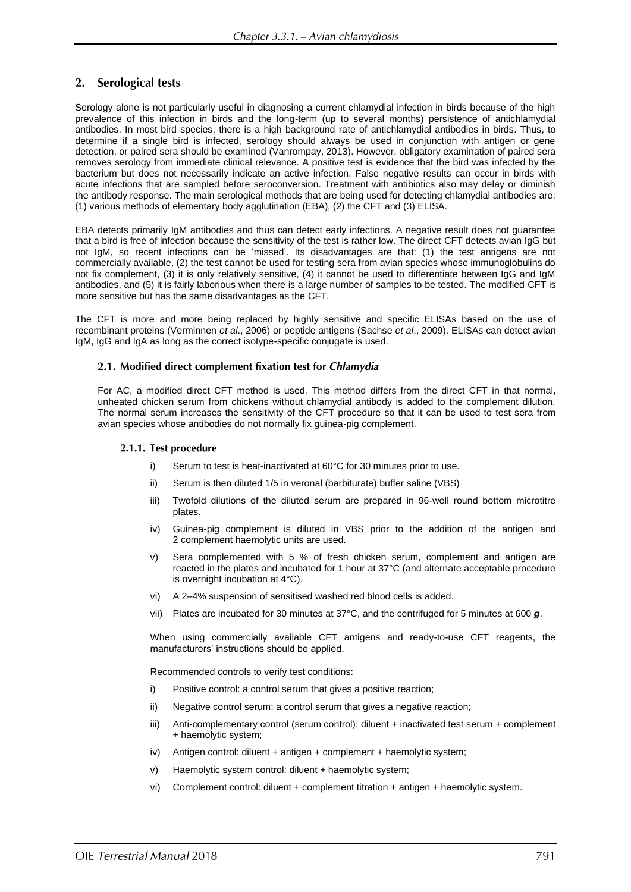## 2. Serological tests

Serology alone is not particularly useful in diagnosing a current chlamydial infection in birds because of the high prevalence of this infection in birds and the long-term (up to several months) persistence of antichlamydial antibodies. In most bird species, there is a high background rate of antichlamydial antibodies in birds. Thus, to determine if a single bird is infected, serology should always be used in conjunction with antigen or gene detection, or paired sera should be examined (Vanrompay, 2013). However, obligatory examination of paired sera removes serology from immediate clinical relevance. A positive test is evidence that the bird was infected by the bacterium but does not necessarily indicate an active infection. False negative results can occur in birds with acute infections that are sampled before seroconversion. Treatment with antibiotics also may delay or diminish the antibody response. The main serological methods that are being used for detecting chlamydial antibodies are: (1) various methods of elementary body agglutination (EBA), (2) the CFT and (3) ELISA.

EBA detects primarily IgM antibodies and thus can detect early infections. A negative result does not guarantee that a bird is free of infection because the sensitivity of the test is rather low. The direct CFT detects avian IgG but not IgM, so recent infections can be 'missed'. Its disadvantages are that: (1) the test antigens are not commercially available, (2) the test cannot be used for testing sera from avian species whose immunoglobulins do not fix complement, (3) it is only relatively sensitive, (4) it cannot be used to differentiate between IgG and IgM antibodies, and (5) it is fairly laborious when there is a large number of samples to be tested. The modified CFT is more sensitive but has the same disadvantages as the CFT.

The CFT is more and more being replaced by highly sensitive and specific ELISAs based on the use of recombinant proteins (Verminnen *et al*., 2006) or peptide antigens (Sachse *et al*., 2009). ELISAs can detect avian IgM, IgG and IgA as long as the correct isotype-specific conjugate is used.

### 2.1. Modified direct complement fixation test for *Chlamydia*

For AC, a modified direct CFT method is used. This method differs from the direct CFT in that normal, unheated chicken serum from chickens without chlamydial antibody is added to the complement dilution. The normal serum increases the sensitivity of the CFT procedure so that it can be used to test sera from avian species whose antibodies do not normally fix guinea-pig complement.

#### 2.1.1. Test procedure

i) Serum to test is heat-inactivated at 60°C for 30 minutes prior to use.

ii) Serum is then diluted 1/5 in veronal (barbiturate) buffer saline (VBS)

iii) Twofold dilutions of the diluted serum are prepared in 96-well round bottom microtitre plates.

iv) Guinea-pig complement is diluted in VBS prior to the addition of the antigen and 2 complement haemolytic units are used.

v) Sera complemented with 5 % of fresh chicken serum, complement and antigen are reacted in the plates and incubated for 1 hour at 37°C (and alternate acceptable procedure is overnight incubation at 4°C).

vi) A 2–4% suspension of sensitised washed red blood cells is added.

vii) Plates are incubated for 30 minutes at 37°C, and the centrifuged for 5 minutes at 600 ***g***.

When using commercially available CFT antigens and ready-to-use CFT reagents, the manufacturers' instructions should be applied.

Recommended controls to verify test conditions:

i) Positive control: a control serum that gives a positive reaction;

ii) Negative control serum: a control serum that gives a negative reaction;

iii) Anti-complementary control (serum control): diluent + inactivated test serum + complement + haemolytic system;

iv) Antigen control: diluent + antigen + complement + haemolytic system;

v) Haemolytic system control: diluent + haemolytic system;

vi) Complement control: diluent + complement titration + antigen + haemolytic system.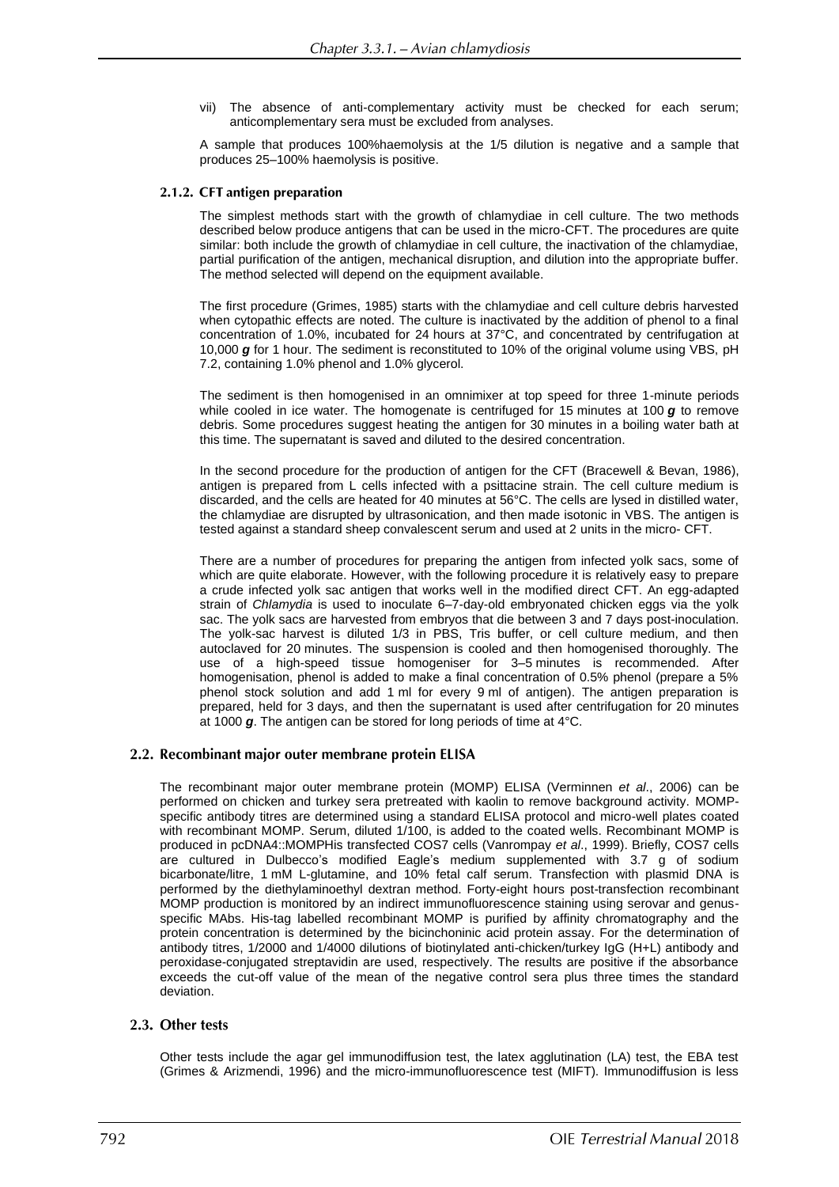vii) The absence of anti-complementary activity must be checked for each serum; anticomplementary sera must be excluded from analyses.

A sample that produces 100%haemolysis at the 1/5 dilution is negative and a sample that produces 25–100% haemolysis is positive.

### 2.1.2. CFT antigen preparation

The simplest methods start with the growth of chlamydiae in cell culture. The two methods described below produce antigens that can be used in the micro-CFT. The procedures are quite similar: both include the growth of chlamydiae in cell culture, the inactivation of the chlamydiae, partial purification of the antigen, mechanical disruption, and dilution into the appropriate buffer. The method selected will depend on the equipment available.

The first procedure (Grimes, 1985) starts with the chlamydiae and cell culture debris harvested when cytopathic effects are noted. The culture is inactivated by the addition of phenol to a final concentration of 1.0%, incubated for 24 hours at 37°C, and concentrated by centrifugation at 10,000 ***g*** for 1 hour. The sediment is reconstituted to 10% of the original volume using VBS, pH 7.2, containing 1.0% phenol and 1.0% glycerol.

The sediment is then homogenised in an omnimixer at top speed for three 1-minute periods while cooled in ice water. The homogenate is centrifuged for 15 minutes at 100 ***g*** to remove debris. Some procedures suggest heating the antigen for 30 minutes in a boiling water bath at this time. The supernatant is saved and diluted to the desired concentration.

In the second procedure for the production of antigen for the CFT (Bracewell & Bevan, 1986), antigen is prepared from L cells infected with a psittacine strain. The cell culture medium is discarded, and the cells are heated for 40 minutes at 56°C. The cells are lysed in distilled water, the chlamydiae are disrupted by ultrasonication, and then made isotonic in VBS. The antigen is tested against a standard sheep convalescent serum and used at 2 units in the micro- CFT.

There are a number of procedures for preparing the antigen from infected yolk sacs, some of which are quite elaborate. However, with the following procedure it is relatively easy to prepare a crude infected yolk sac antigen that works well in the modified direct CFT. An egg-adapted strain of *Chlamydia* is used to inoculate 6–7-day-old embryonated chicken eggs via the yolk sac. The yolk sacs are harvested from embryos that die between 3 and 7 days post-inoculation. The yolk-sac harvest is diluted 1/3 in PBS, Tris buffer, or cell culture medium, and then autoclaved for 20 minutes. The suspension is cooled and then homogenised thoroughly. The use of a high-speed tissue homogeniser for 3–5 minutes is recommended. After homogenisation, phenol is added to make a final concentration of 0.5% phenol (prepare a 5% phenol stock solution and add 1 ml for every 9 ml of antigen). The antigen preparation is prepared, held for 3 days, and then the supernatant is used after centrifugation for 20 minutes at 1000 ***g***. The antigen can be stored for long periods of time at 4°C.

## 2.2. Recombinant major outer membrane protein ELISA

The recombinant major outer membrane protein (MOMP) ELISA (Verminnen *et al*., 2006) can be performed on chicken and turkey sera pretreated with kaolin to remove background activity. MOMP-specific antibody titres are determined using a standard ELISA protocol and micro-well plates coated with recombinant MOMP. Serum, diluted 1/100, is added to the coated wells. Recombinant MOMP is produced in pcDNA4::MOMPHis transfected COS7 cells (Vanrompay *et al*., 1999). Briefly, COS7 cells are cultured in Dulbecco's modified Eagle's medium supplemented with 3.7 g of sodium bicarbonate/litre, 1 mM L-glutamine, and 10% fetal calf serum. Transfection with plasmid DNA is performed by the diethylaminoethyl dextran method. Forty-eight hours post-transfection recombinant MOMP production is monitored by an indirect immunofluorescence staining using serovar and genus-specific MAbs. His-tag labelled recombinant MOMP is purified by affinity chromatography and the protein concentration is determined by the bicinchoninic acid protein assay. For the determination of antibody titres, 1/2000 and 1/4000 dilutions of biotinylated anti-chicken/turkey IgG (H+L) antibody and peroxidase-conjugated streptavidin are used, respectively. The results are positive if the absorbance exceeds the cut-off value of the mean of the negative control sera plus three times the standard deviation.

## 2.3. Other tests

Other tests include the agar gel immunodiffusion test, the latex agglutination (LA) test, the EBA test (Grimes & Arizmendi, 1996) and the micro-immunofluorescence test (MIFT). Immunodiffusion is less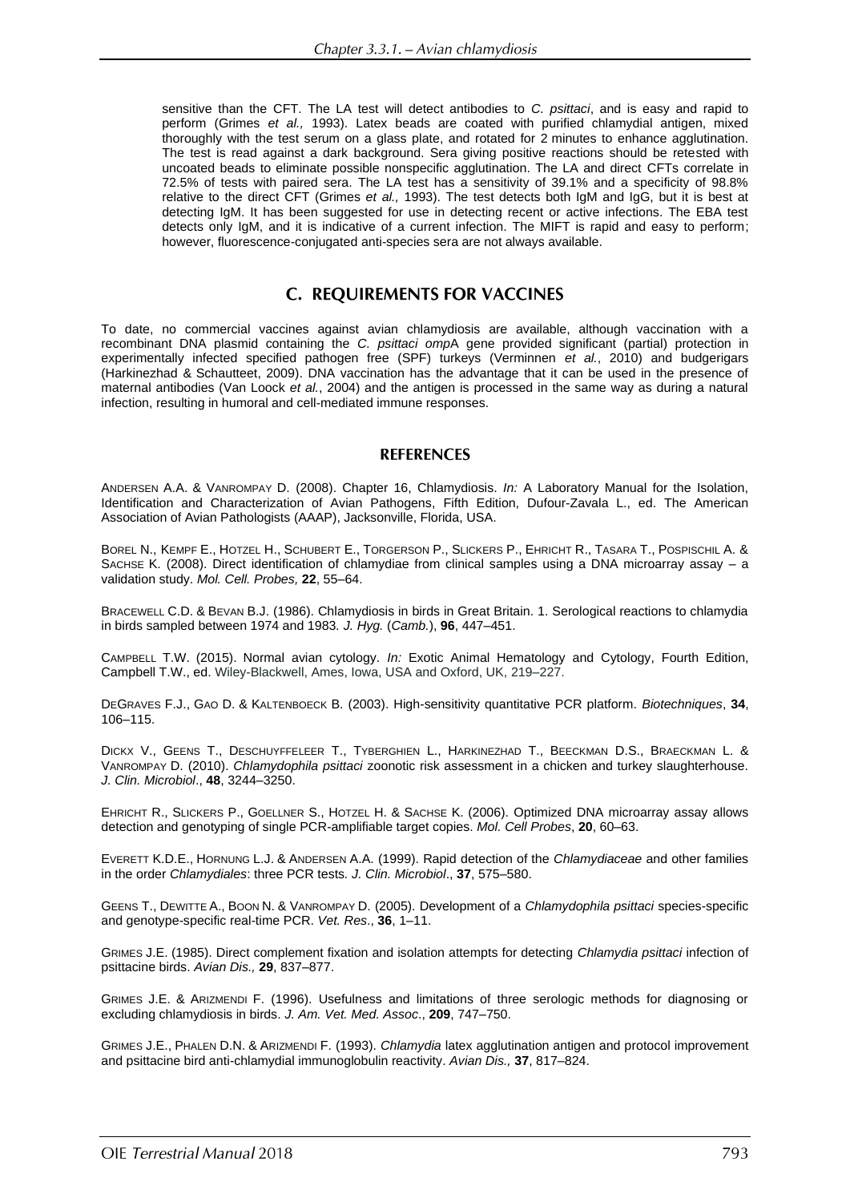sensitive than the CFT. The LA test will detect antibodies to *C. psittaci*, and is easy and rapid to perform (Grimes *et al.,* 1993). Latex beads are coated with purified chlamydial antigen, mixed thoroughly with the test serum on a glass plate, and rotated for 2 minutes to enhance agglutination. The test is read against a dark background. Sera giving positive reactions should be retested with uncoated beads to eliminate possible nonspecific agglutination. The LA and direct CFTs correlate in 72.5% of tests with paired sera. The LA test has a sensitivity of 39.1% and a specificity of 98.8% relative to the direct CFT (Grimes *et al.,* 1993). The test detects both IgM and IgG, but it is best at detecting IgM. It has been suggested for use in detecting recent or active infections. The EBA test detects only IgM, and it is indicative of a current infection. The MIFT is rapid and easy to perform; however, fluorescence-conjugated anti-species sera are not always available.

## C. REQUIREMENTS FOR VACCINES

To date, no commercial vaccines against avian chlamydiosis are available, although vaccination with a recombinant DNA plasmid containing the *C. psittaci omp*A gene provided significant (partial) protection in experimentally infected specified pathogen free (SPF) turkeys (Verminnen *et al.*, 2010) and budgerigars (Harkinezhad & Schautteet, 2009). DNA vaccination has the advantage that it can be used in the presence of maternal antibodies (Van Loock *et al.*, 2004) and the antigen is processed in the same way as during a natural infection, resulting in humoral and cell-mediated immune responses.

### REFERENCES

Andersen A.A. & Vanrompay D. (2008). Chapter 16, Chlamydiosis. *In:* A Laboratory Manual for the Isolation, Identification and Characterization of Avian Pathogens, Fifth Edition, Dufour-Zavala L., ed. The American Association of Avian Pathologists (AAAP), Jacksonville, Florida, USA.

Borel N., Kempf E., Hotzel H., Schubert E., Torgerson P., Slickers P., Ehricht R., Tasara T., Pospischil A. & Sachse K. (2008). Direct identification of chlamydiae from clinical samples using a DNA microarray assay – a validation study. *Mol. Cell. Probes,* **22**, 55–64.

Bracewell C.D. & Bevan B.J. (1986). Chlamydiosis in birds in Great Britain. 1. Serological reactions to chlamydia in birds sampled between 1974 and 1983. *J. Hyg.* (*Camb.*), **96**, 447–451.

Campbell T.W. (2015). Normal avian cytology. *In:* Exotic Animal Hematology and Cytology, Fourth Edition, Campbell T.W., ed. Wiley-Blackwell, Ames, Iowa, USA and Oxford, UK, 219–227.

DeGraves F.J., Gao D. & Kaltenboeck B. (2003). High-sensitivity quantitative PCR platform. *Biotechniques*, **34**, 106–115.

Dickx V., Geens T., Deschuyffeleer T., Tyberghien L., Harkinezhad T., Beeckman D.S., Braeckman L. & Vanrompay D. (2010). *Chlamydophila psittaci* zoonotic risk assessment in a chicken and turkey slaughterhouse. *J. Clin. Microbiol*., **48**, 3244–3250.

Ehricht R., Slickers P., Goellner S., Hotzel H. & Sachse K. (2006). Optimized DNA microarray assay allows detection and genotyping of single PCR-amplifiable target copies. *Mol. Cell Probes*, **20**, 60–63.

Everett K.D.E., Hornung L.J. & Andersen A.A. (1999). Rapid detection of the *Chlamydiaceae* and other families in the order *Chlamydiales*: three PCR tests. *J. Clin. Microbiol*., **37**, 575–580.

Geens T., Dewitte A., Boon N. & Vanrompay D. (2005). Development of a *Chlamydophila psittaci* species-specific and genotype-specific real-time PCR. *Vet. Res*., **36**, 1–11.

Grimes J.E. (1985). Direct complement fixation and isolation attempts for detecting *Chlamydia psittaci* infection of psittacine birds. *Avian Dis.,* **29**, 837–877.

Grimes J.E. & Arizmendi F. (1996). Usefulness and limitations of three serologic methods for diagnosing or excluding chlamydiosis in birds. *J. Am. Vet. Med. Assoc*., **209**, 747–750.

Grimes J.E., Phalen D.N. & Arizmendi F. (1993). *Chlamydia* latex agglutination antigen and protocol improvement and psittacine bird anti-chlamydial immunoglobulin reactivity. *Avian Dis.,* **37**, 817–824.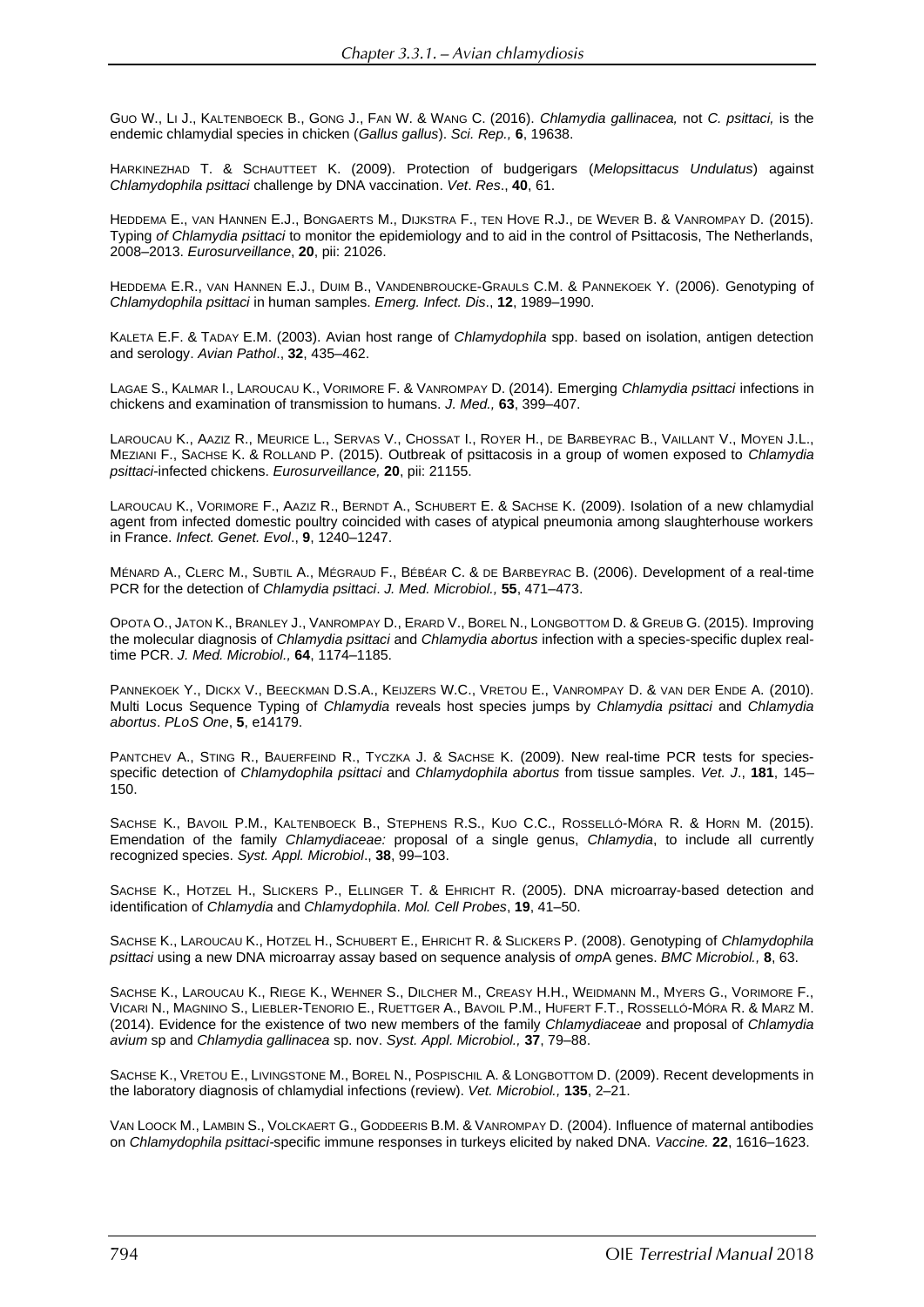GUO W., LI J., KALTENBOECK B., GONG J., FAN W. & WANG C. (2016). *Chlamydia gallinacea,* not *C. psittaci,* is the endemic chlamydial species in chicken (*Gallus gallus*). *Sci. Rep.,* **6**, 19638.

HARKINEZHAD T. & SCHAUTTEET K. (2009). Protection of budgerigars (*Melopsittacus Undulatus*) against *Chlamydophila psittaci* challenge by DNA vaccination. *Vet. Res*., **40**, 61.

HEDDEMA E., VAN HANNEN E.J., BONGAERTS M., DIJKSTRA F., TEN HOVE R.J., DE WEVER B. & VANROMPAY D. (2015). Typing *of Chlamydia psittaci* to monitor the epidemiology and to aid in the control of Psittacosis, The Netherlands, 2008–2013. *Eurosurveillance*, **20**, pii: 21026.

HEDDEMA E.R., VAN HANNEN E.J., DUIM B., VANDENBROUCKE-GRAULS C.M. & PANNEKOEK Y. (2006). Genotyping of *Chlamydophila psittaci* in human samples. *Emerg. Infect. Dis*., **12**, 1989–1990.

KALETA E.F. & TADAY E.M. (2003). Avian host range of *Chlamydophila* spp. based on isolation, antigen detection and serology. *Avian Pathol*., **32**, 435–462.

LAGAE S., KALMAR I., LAROUCAU K., VORIMORE F. & VANROMPAY D. (2014). Emerging *Chlamydia psittaci* infections in chickens and examination of transmission to humans. *J. Med.,* **63**, 399–407.

LAROUCAU K., AAZIZ R., MEURICE L., SERVAS V., CHOSSAT I., ROYER H., DE BARBEYRAC B., VAILLANT V., MOYEN J.L., MEZIANI F., SACHSE K. & ROLLAND P. (2015). Outbreak of psittacosis in a group of women exposed to *Chlamydia psittaci*-infected chickens. *Eurosurveillance,* **20**, pii: 21155.

LAROUCAU K., VORIMORE F., AAZIZ R., BERNDT A., SCHUBERT E. & SACHSE K. (2009). Isolation of a new chlamydial agent from infected domestic poultry coincided with cases of atypical pneumonia among slaughterhouse workers in France. *Infect. Genet. Evol*., **9**, 1240–1247.

MÉNARD A., CLERC M., SUBTIL A., MÉGRAUD F., BÉBÉAR C. & DE BARBEYRAC B. (2006). Development of a real-time PCR for the detection of *Chlamydia psittaci*. *J. Med. Microbiol.,* **55**, 471–473.

OPOTA O., JATON K., BRANLEY J., VANROMPAY D., ERARD V., BOREL N., LONGBOTTOM D. & GREUB G. (2015). Improving the molecular diagnosis of *Chlamydia psittaci* and *Chlamydia abortus* infection with a species-specific duplex real-time PCR. *J. Med. Microbiol.,* **64**, 1174–1185.

PANNEKOEK Y., DICKX V., BEECKMAN D.S.A., KEIJZERS W.C., VRETOU E., VANROMPAY D. & VAN DER ENDE A. (2010). Multi Locus Sequence Typing of *Chlamydia* reveals host species jumps by *Chlamydia psittaci* and *Chlamydia abortus*. *PLoS One*, **5**, e14179.

PANTCHEV A., STING R., BAUERFEIND R., TYCZKA J. & SACHSE K. (2009). New real-time PCR tests for species-specific detection of *Chlamydophila psittaci* and *Chlamydophila abortus* from tissue samples. *Vet. J*., **181**, 145–150.

SACHSE K., BAVOIL P.M., KALTENBOECK B., STEPHENS R.S., KUO C.C., ROSSELLÓ-MÓRA R. & HORN M. (2015). Emendation of the family *Chlamydiaceae:* proposal of a single genus, *Chlamydia*, to include all currently recognized species. *Syst. Appl. Microbiol*., **38**, 99–103.

SACHSE K., HOTZEL H., SLICKERS P., ELLINGER T. & EHRICHT R. (2005). DNA microarray-based detection and identification of *Chlamydia* and *Chlamydophila*. *Mol. Cell Probes*, **19**, 41–50.

SACHSE K., LAROUCAU K., HOTZEL H., SCHUBERT E., EHRICHT R. & SLICKERS P. (2008). Genotyping of *Chlamydophila psittaci* using a new DNA microarray assay based on sequence analysis of *omp*A genes. *BMC Microbiol.,* **8**, 63.

SACHSE K., LAROUCAU K., RIEGE K., WEHNER S., DILCHER M., CREASY H.H., WEIDMANN M., MYERS G., VORIMORE F., VICARI N., MAGNINO S., LIEBLER-TENORIO E., RUETTGER A., BAVOIL P.M., HUFERT F.T., ROSSELLÓ-MÓRA R. & MARZ M. (2014). Evidence for the existence of two new members of the family *Chlamydiaceae* and proposal of *Chlamydia avium* sp and *Chlamydia gallinacea* sp. nov. *Syst. Appl. Microbiol.,* **37**, 79–88.

SACHSE K., VRETOU E., LIVINGSTONE M., BOREL N., POSPISCHIL A. & LONGBOTTOM D. (2009). Recent developments in the laboratory diagnosis of chlamydial infections (review). *Vet. Microbiol.,* **135**, 2–21.

VAN LOOCK M., LAMBIN S., VOLCKAERT G., GODDEERIS B.M. & VANROMPAY D. (2004). Influence of maternal antibodies on *Chlamydophila psittaci*-specific immune responses in turkeys elicited by naked DNA. *Vaccine.* **22**, 1616–1623.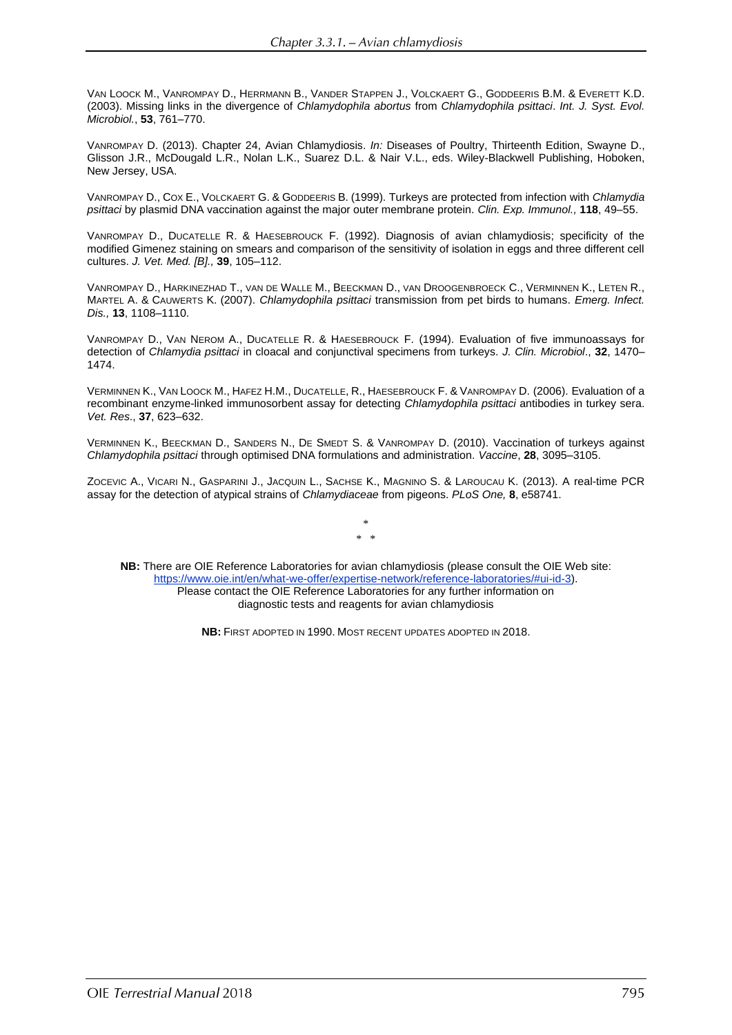VAN LOOCK M., VANROMPAY D., HERRMANN B., VANDER STAPPEN J., VOLCKAERT G., GODDEERIS B.M. & EVERETT K.D. (2003). Missing links in the divergence of *Chlamydophila abortus* from *Chlamydophila psittaci*. *Int. J. Syst. Evol. Microbiol.*, **53**, 761–770.

VANROMPAY D. (2013). Chapter 24, Avian Chlamydiosis. *In:* Diseases of Poultry, Thirteenth Edition, Swayne D., Glisson J.R., McDougald L.R., Nolan L.K., Suarez D.L. & Nair V.L., eds. Wiley-Blackwell Publishing, Hoboken, New Jersey, USA.

VANROMPAY D., COX E., VOLCKAERT G. & GODDEERIS B. (1999). Turkeys are protected from infection with *Chlamydia psittaci* by plasmid DNA vaccination against the major outer membrane protein. *Clin. Exp. Immunol.,* **118**, 49–55.

VANROMPAY D., DUCATELLE R. & HAESEBROUCK F. (1992). Diagnosis of avian chlamydiosis; specificity of the modified Gimenez staining on smears and comparison of the sensitivity of isolation in eggs and three different cell cultures. *J. Vet. Med. [B].,* **39**, 105–112.

VANROMPAY D., HARKINEZHAD T., VAN DE WALLE M., BEECKMAN D., VAN DROOGENBROECK C., VERMINNEN K., LETEN R., MARTEL A. & CAUWERTS K. (2007). *Chlamydophila psittaci* transmission from pet birds to humans. *Emerg. Infect. Dis.,* **13**, 1108–1110.

VANROMPAY D., VAN NEROM A., DUCATELLE R. & HAESEBROUCK F. (1994). Evaluation of five immunoassays for detection of *Chlamydia psittaci* in cloacal and conjunctival specimens from turkeys. *J. Clin. Microbiol*., **32**, 1470–1474.

VERMINNEN K., VAN LOOCK M., HAFEZ H.M., DUCATELLE, R., HAESEBROUCK F. & VANROMPAY D. (2006). Evaluation of a recombinant enzyme-linked immunosorbent assay for detecting *Chlamydophila psittaci* antibodies in turkey sera. *Vet. Res*., **37**, 623–632.

VERMINNEN K., BEECKMAN D., SANDERS N., DE SMEDT S. & VANROMPAY D. (2010). Vaccination of turkeys against *Chlamydophila psittaci* through optimised DNA formulations and administration. *Vaccine*, **28**, 3095–3105.

ZOCEVIC A., VICARI N., GASPARINI J., JACQUIN L., SACHSE K., MAGNINO S. & LAROUCAU K. (2013). A real-time PCR assay for the detection of atypical strains of *Chlamydiaceae* from pigeons. *PLoS One,* **8**, e58741.

\*
\* \*

**NB:** There are OIE Reference Laboratories for avian chlamydiosis (please consult the OIE Web site: https://www.oie.int/en/what-we-offer/expertise-network/reference-laboratories/#ui-id-3).
Please contact the OIE Reference Laboratories for any further information on diagnostic tests and reagents for avian chlamydiosis

**NB:** FIRST ADOPTED IN 1990. MOST RECENT UPDATES ADOPTED IN 2018.